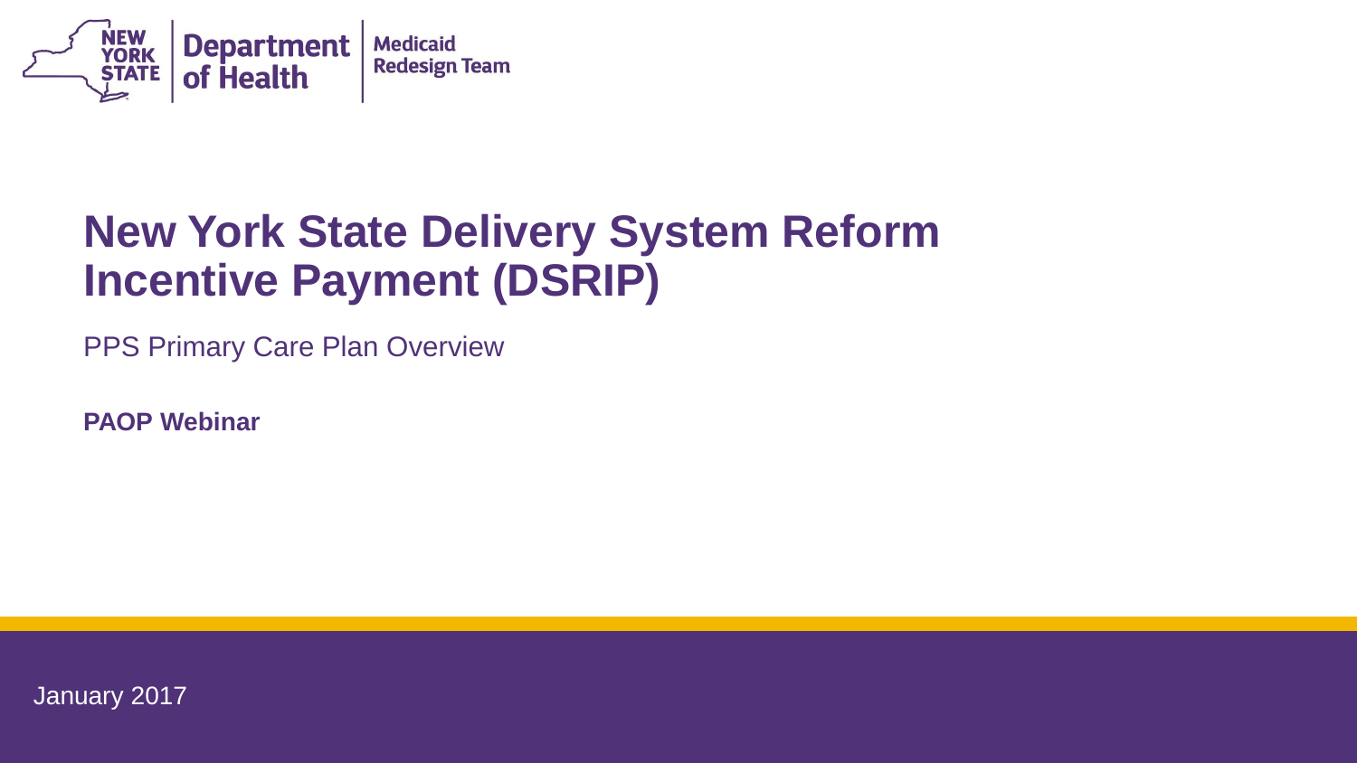NEW YORK STATE | Department of Health | Medicaid Redesign Team

# New York State Delivery System Reform Incentive Payment (DSRIP)

PPS Primary Care Plan Overview

**PAOP Webinar**

January 2017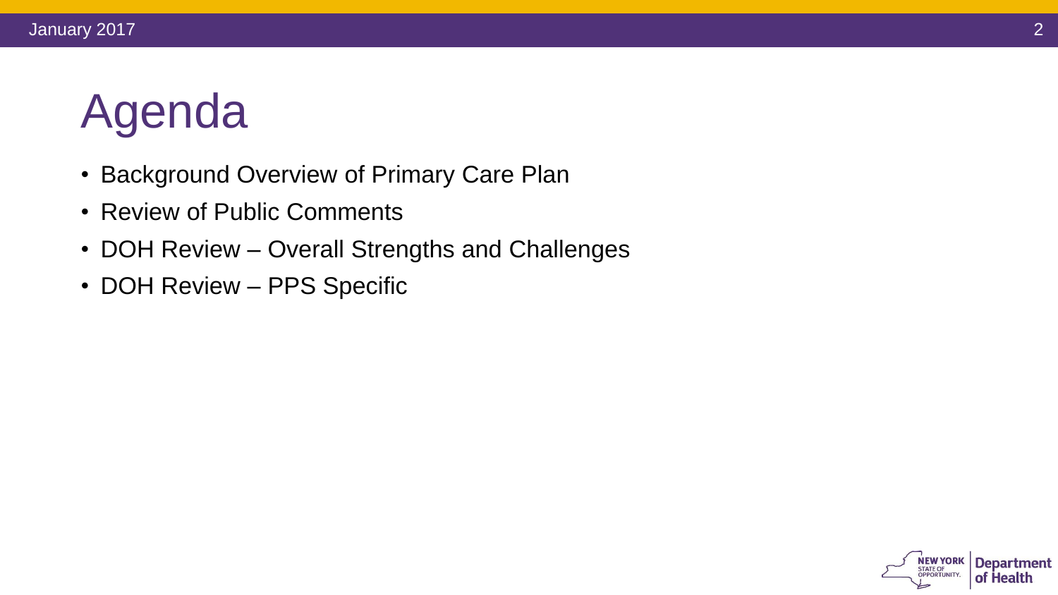# Agenda

- Background Overview of Primary Care Plan
- Review of Public Comments
- DOH Review – Overall Strengths and Challenges
- DOH Review – PPS Specific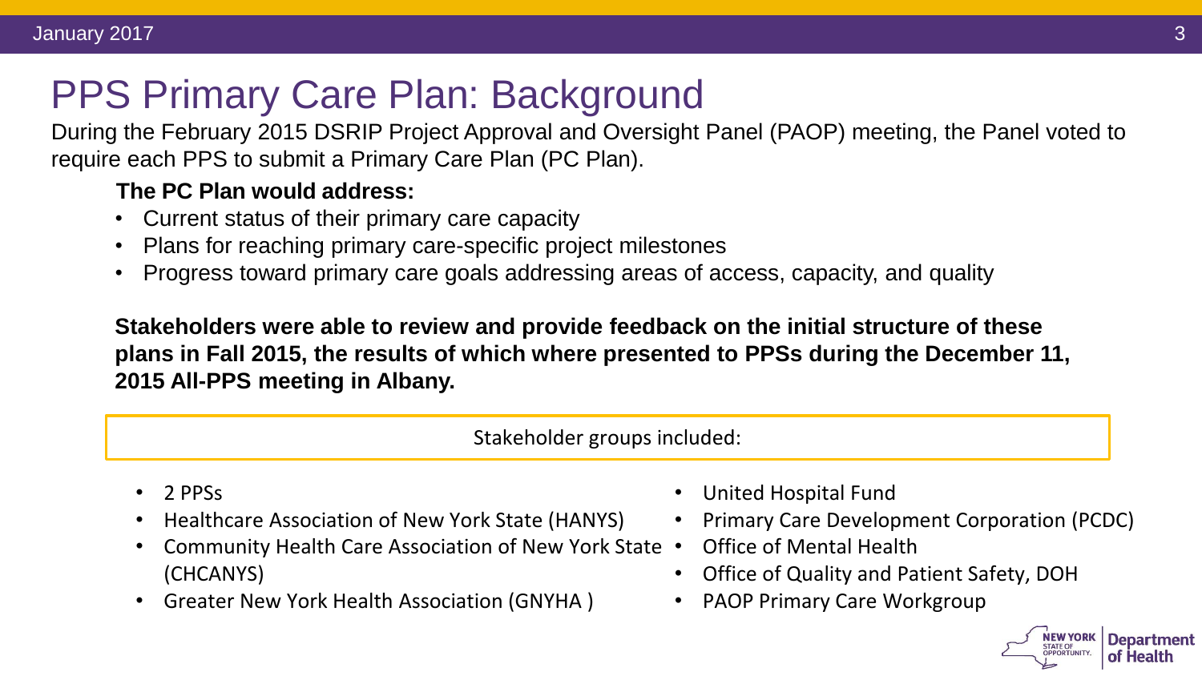# PPS Primary Care Plan: Background

During the February 2015 DSRIP Project Approval and Oversight Panel (PAOP) meeting, the Panel voted to require each PPS to submit a Primary Care Plan (PC Plan).

**The PC Plan would address:**

- Current status of their primary care capacity
- Plans for reaching primary care-specific project milestones
- Progress toward primary care goals addressing areas of access, capacity, and quality

**Stakeholders were able to review and provide feedback on the initial structure of these plans in Fall 2015, the results of which where presented to PPSs during the December 11, 2015 All-PPS meeting in Albany.**

Stakeholder groups included:

- 2 PPSs
- Healthcare Association of New York State (HANYS)
- Community Health Care Association of New York State (CHCANYS)
- Greater New York Health Association (GNYHA )
- United Hospital Fund
- Primary Care Development Corporation (PCDC)
- Office of Mental Health
- Office of Quality and Patient Safety, DOH
- PAOP Primary Care Workgroup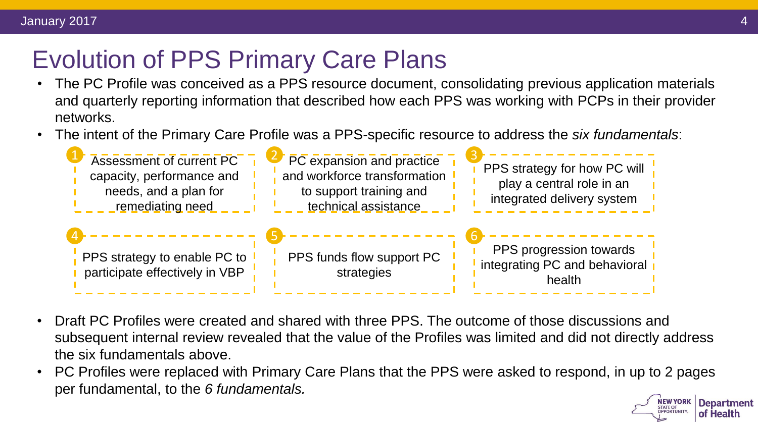# Evolution of PPS Primary Care Plans

- The PC Profile was conceived as a PPS resource document, consolidating previous application materials and quarterly reporting information that described how each PPS was working with PCPs in their provider networks.
- The intent of the Primary Care Profile was a PPS-specific resource to address the *six fundamentals*:

1. Assessment of current PC capacity, performance and needs, and a plan for remediating need
2. PC expansion and practice and workforce transformation to support training and technical assistance
3. PPS strategy for how PC will play a central role in an integrated delivery system
4. PPS strategy to enable PC to participate effectively in VBP
5. PPS funds flow support PC strategies
6. PPS progression towards integrating PC and behavioral health

- Draft PC Profiles were created and shared with three PPS. The outcome of those discussions and subsequent internal review revealed that the value of the Profiles was limited and did not directly address the six fundamentals above.
- PC Profiles were replaced with Primary Care Plans that the PPS were asked to respond, in up to 2 pages per fundamental, to the *6 fundamentals.*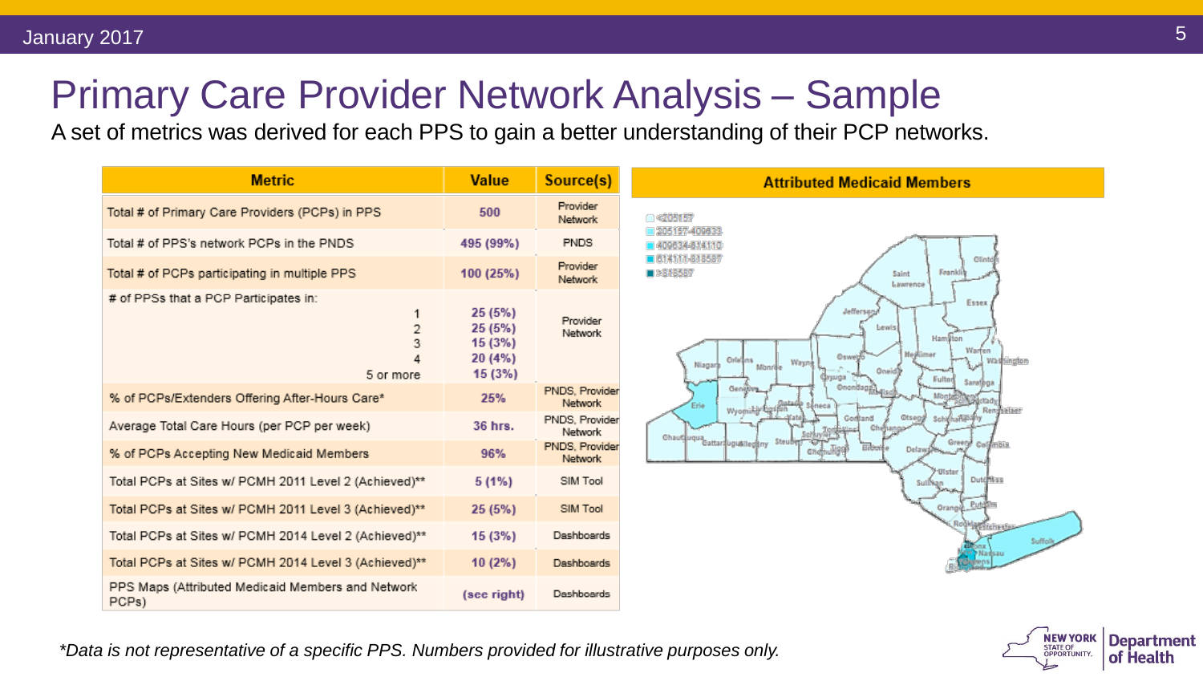# Primary Care Provider Network Analysis – Sample

A set of metrics was derived for each PPS to gain a better understanding of their PCP networks.

| Metric | Value | Source(s) |
|---|---|---|
| Total # of Primary Care Providers (PCPs) in PPS | 500 | Provider Network |
| Total # of PPS's network PCPs in the PNDS | 495 (99%) | PNDS |
| Total # of PCPs participating in multiple PPS | 100 (25%) | Provider Network |
| # of PPSs that a PCP Participates in: 1 / 2 / 3 / 4 / 5 or more | 25 (5%) / 25 (5%) / 15 (3%) / 20 (4%) / 15 (3%) | Provider Network |
| % of PCPs/Extenders Offering After-Hours Care* | 25% | PNDS, Provider Network |
| Average Total Care Hours (per PCP per week) | 36 hrs. | PNDS, Provider Network |
| % of PCPs Accepting New Medicaid Members | 96% | PNDS, Provider Network |
| Total PCPs at Sites w/ PCMH 2011 Level 2 (Achieved)** | 5 (1%) | SIM Tool |
| Total PCPs at Sites w/ PCMH 2011 Level 3 (Achieved)** | 25 (5%) | SIM Tool |
| Total PCPs at Sites w/ PCMH 2014 Level 2 (Achieved)** | 15 (3%) | Dashboards |
| Total PCPs at Sites w/ PCMH 2014 Level 3 (Achieved)** | 10 (2%) | Dashboards |
| PPS Maps (Attributed Medicaid Members and Network PCPs) | (see right) | Dashboards |

**Attributed Medicaid Members**

- <205157
- 205157-409633
- 409634-614110
- 614111-818587
- >818587

*Data is not representative of a specific PPS. Numbers provided for illustrative purposes only.*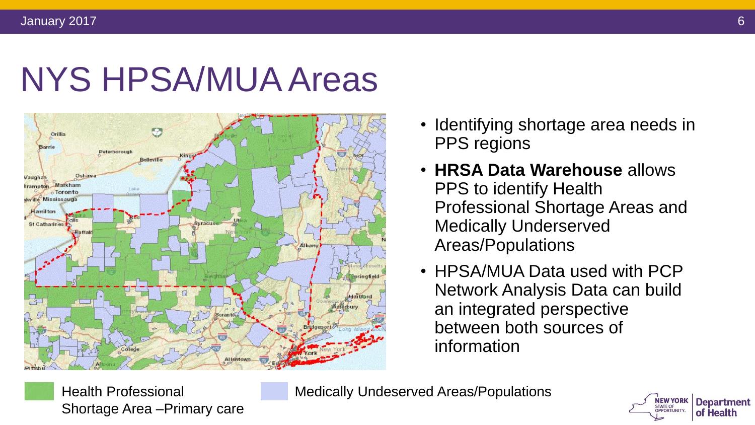# NYS HPSA/MUA Areas

- Identifying shortage area needs in PPS regions
- **HRSA Data Warehouse** allows PPS to identify Health Professional Shortage Areas and Medically Underserved Areas/Populations
- HPSA/MUA Data used with PCP Network Analysis Data can build an integrated perspective between both sources of information

Health Professional Shortage Area –Primary care

Medically Undeserved Areas/Populations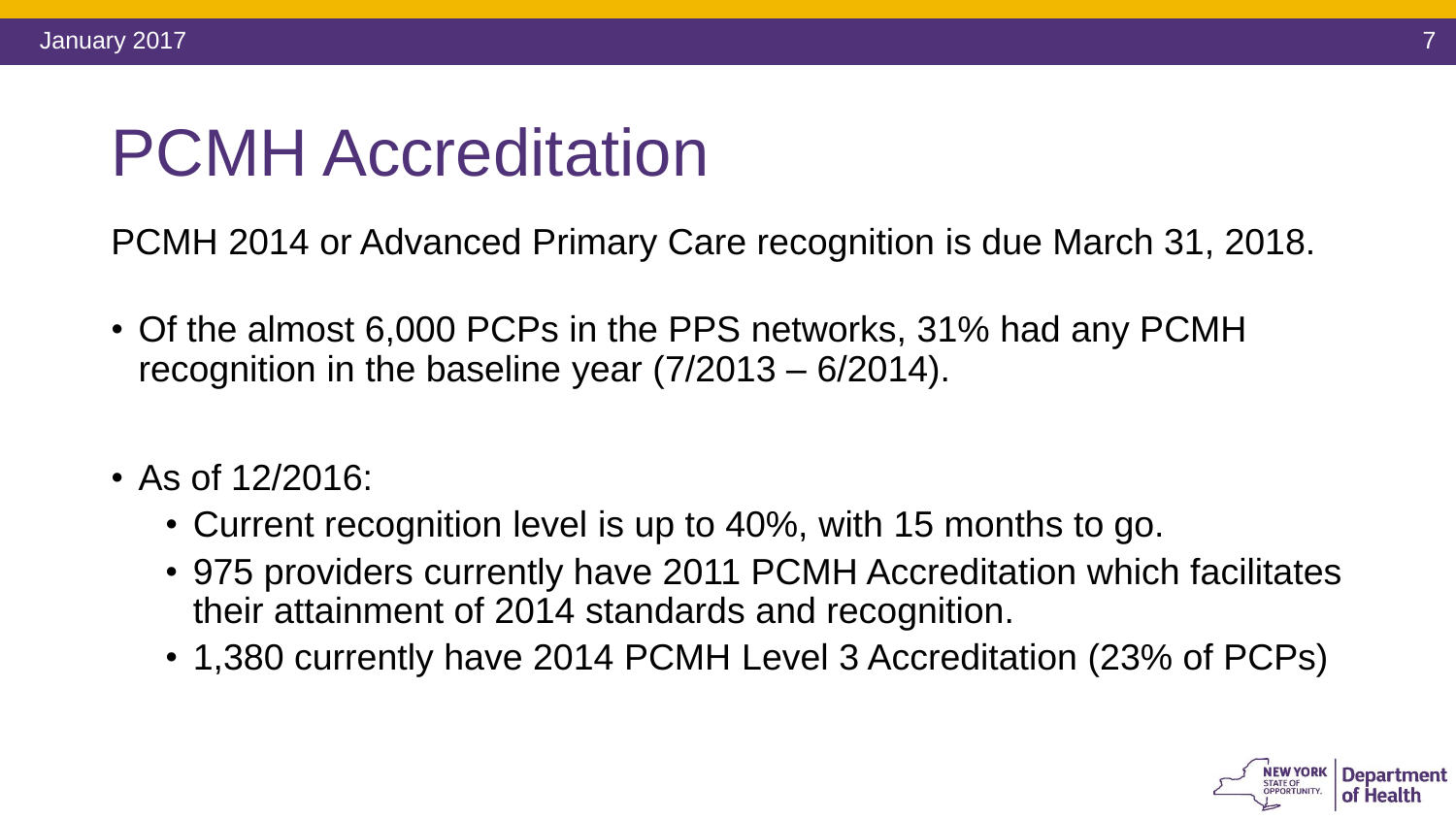# PCMH Accreditation

PCMH 2014 or Advanced Primary Care recognition is due March 31, 2018.

- Of the almost 6,000 PCPs in the PPS networks, 31% had any PCMH recognition in the baseline year (7/2013 – 6/2014).
- As of 12/2016:
  - Current recognition level is up to 40%, with 15 months to go.
  - 975 providers currently have 2011 PCMH Accreditation which facilitates their attainment of 2014 standards and recognition.
  - 1,380 currently have 2014 PCMH Level 3 Accreditation (23% of PCPs)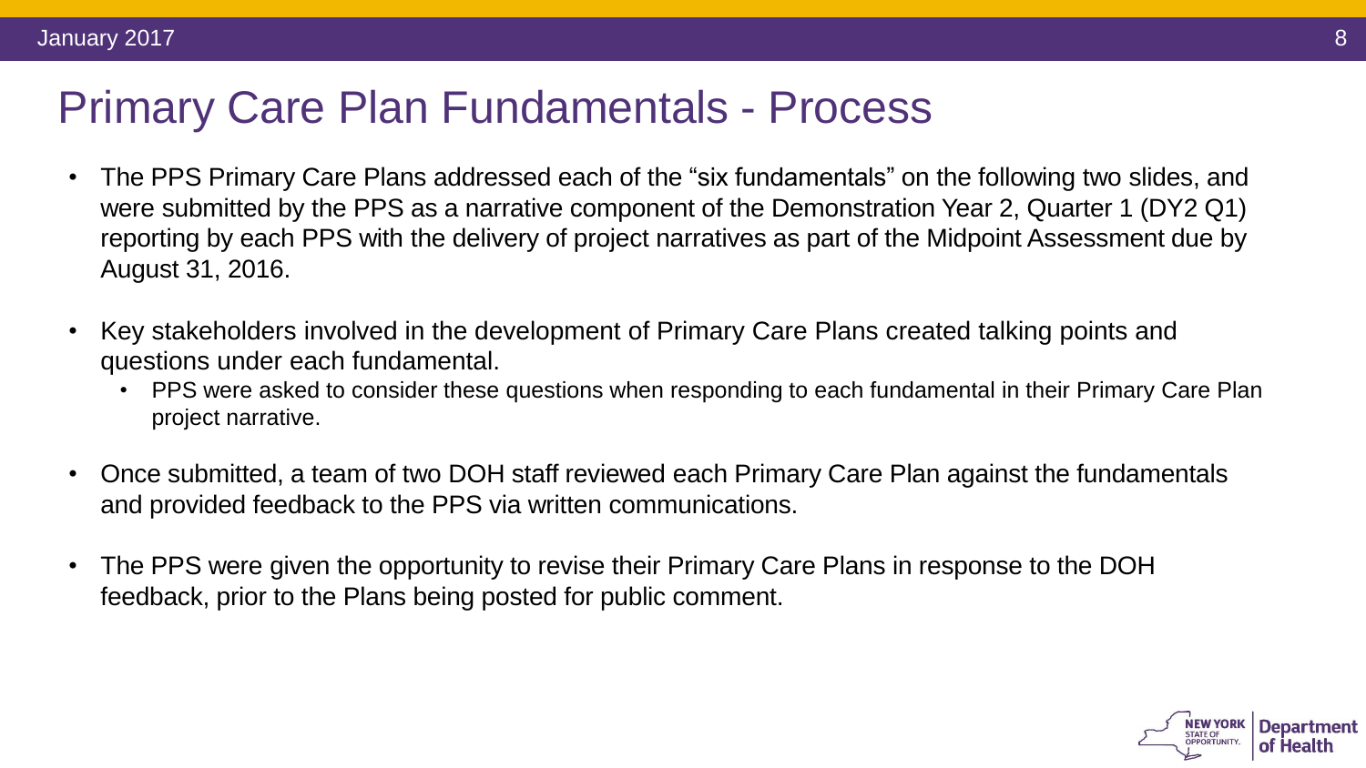# Primary Care Plan Fundamentals - Process

- The PPS Primary Care Plans addressed each of the "six fundamentals" on the following two slides, and were submitted by the PPS as a narrative component of the Demonstration Year 2, Quarter 1 (DY2 Q1) reporting by each PPS with the delivery of project narratives as part of the Midpoint Assessment due by August 31, 2016.
- Key stakeholders involved in the development of Primary Care Plans created talking points and questions under each fundamental.
  - PPS were asked to consider these questions when responding to each fundamental in their Primary Care Plan project narrative.
- Once submitted, a team of two DOH staff reviewed each Primary Care Plan against the fundamentals and provided feedback to the PPS via written communications.
- The PPS were given the opportunity to revise their Primary Care Plans in response to the DOH feedback, prior to the Plans being posted for public comment.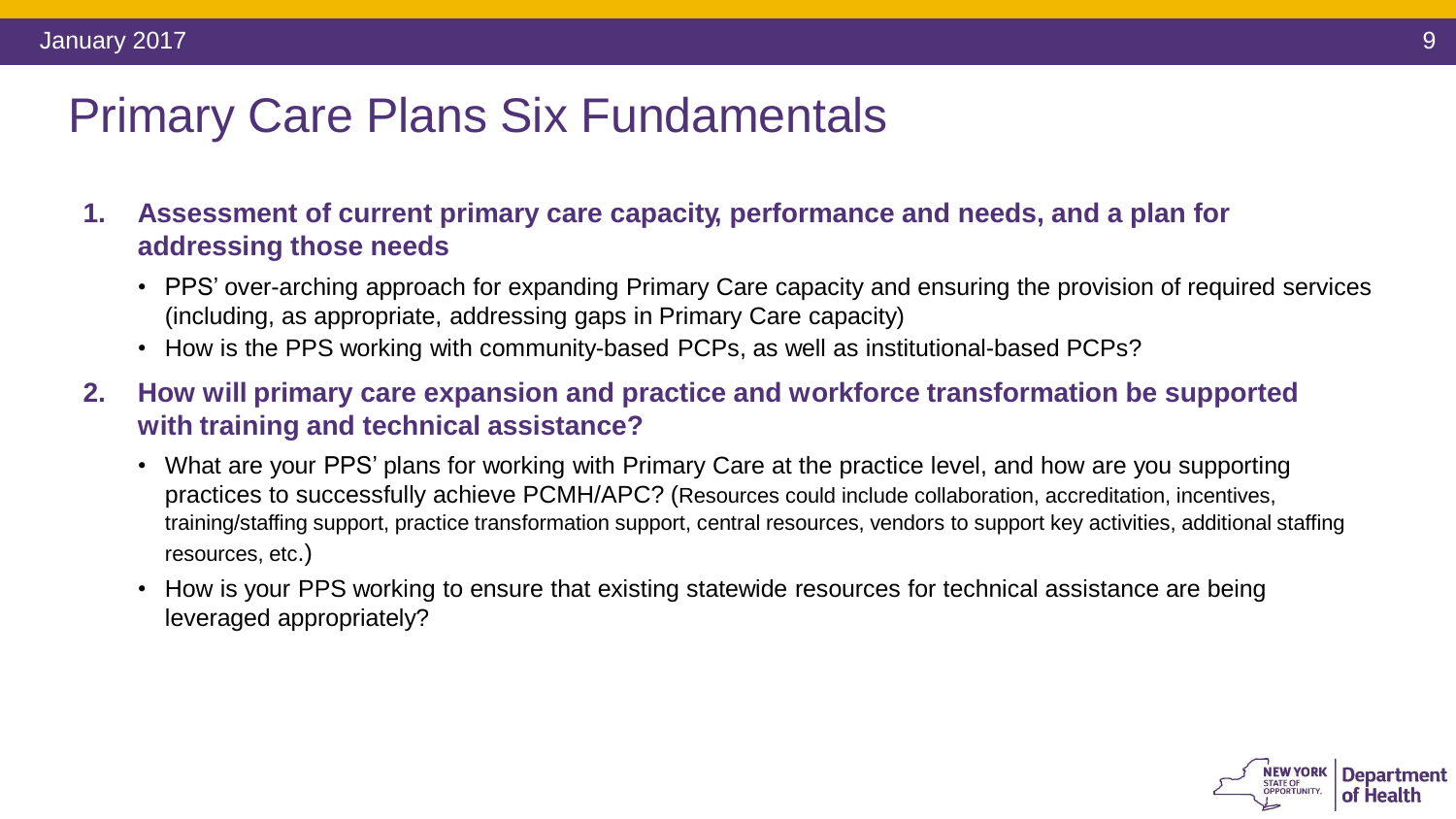# Primary Care Plans Six Fundamentals

1. **Assessment of current primary care capacity, performance and needs, and a plan for addressing those needs**
   - PPS' over-arching approach for expanding Primary Care capacity and ensuring the provision of required services (including, as appropriate, addressing gaps in Primary Care capacity)
   - How is the PPS working with community-based PCPs, as well as institutional-based PCPs?

2. **How will primary care expansion and practice and workforce transformation be supported with training and technical assistance?**
   - What are your PPS' plans for working with Primary Care at the practice level, and how are you supporting practices to successfully achieve PCMH/APC? (Resources could include collaboration, accreditation, incentives, training/staffing support, practice transformation support, central resources, vendors to support key activities, additional staffing resources, etc.)
   - How is your PPS working to ensure that existing statewide resources for technical assistance are being leveraged appropriately?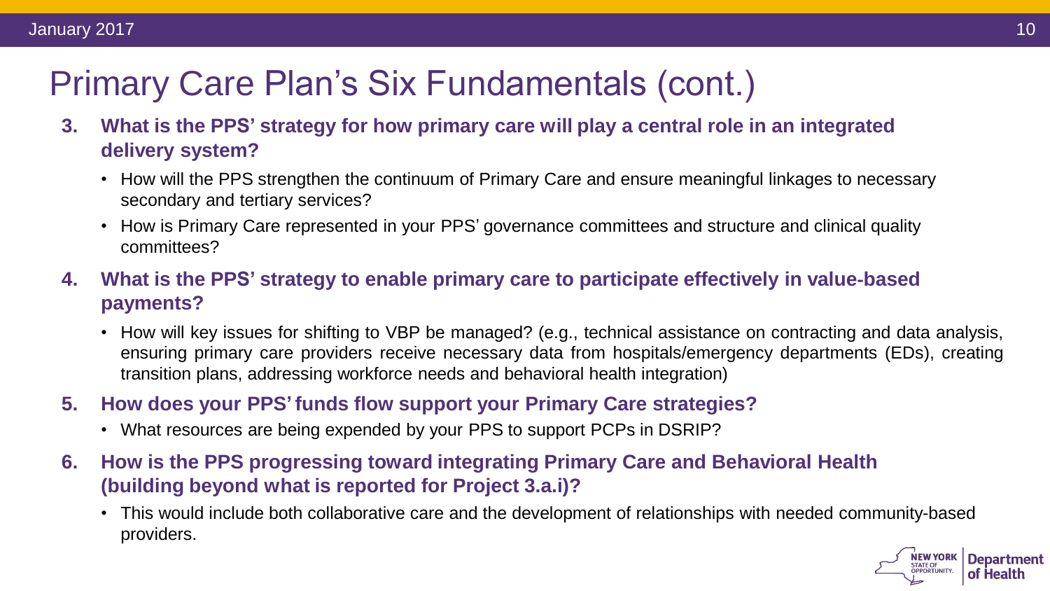# Primary Care Plan's Six Fundamentals (cont.)

3. **What is the PPS' strategy for how primary care will play a central role in an integrated delivery system?**
   - How will the PPS strengthen the continuum of Primary Care and ensure meaningful linkages to necessary secondary and tertiary services?
   - How is Primary Care represented in your PPS' governance committees and structure and clinical quality committees?
4. **What is the PPS' strategy to enable primary care to participate effectively in value-based payments?**
   - How will key issues for shifting to VBP be managed? (e.g., technical assistance on contracting and data analysis, ensuring primary care providers receive necessary data from hospitals/emergency departments (EDs), creating transition plans, addressing workforce needs and behavioral health integration)
5. **How does your PPS' funds flow support your Primary Care strategies?**
   - What resources are being expended by your PPS to support PCPs in DSRIP?
6. **How is the PPS progressing toward integrating Primary Care and Behavioral Health (building beyond what is reported for Project 3.a.i)?**
   - This would include both collaborative care and the development of relationships with needed community-based providers.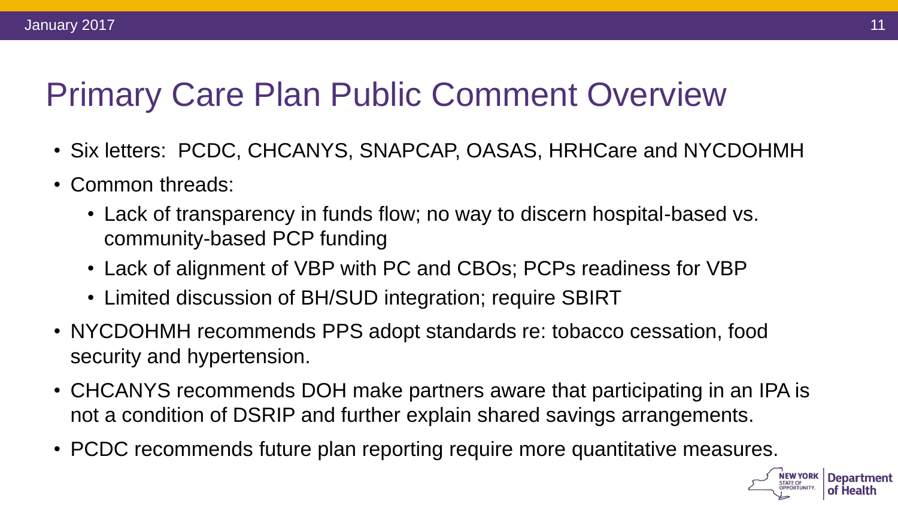# Primary Care Plan Public Comment Overview

- Six letters: PCDC, CHCANYS, SNAPCAP, OASAS, HRHCare and NYCDOHMH
- Common threads:
  - Lack of transparency in funds flow; no way to discern hospital-based vs. community-based PCP funding
  - Lack of alignment of VBP with PC and CBOs; PCPs readiness for VBP
  - Limited discussion of BH/SUD integration; require SBIRT
- NYCDOHMH recommends PPS adopt standards re: tobacco cessation, food security and hypertension.
- CHCANYS recommends DOH make partners aware that participating in an IPA is not a condition of DSRIP and further explain shared savings arrangements.
- PCDC recommends future plan reporting require more quantitative measures.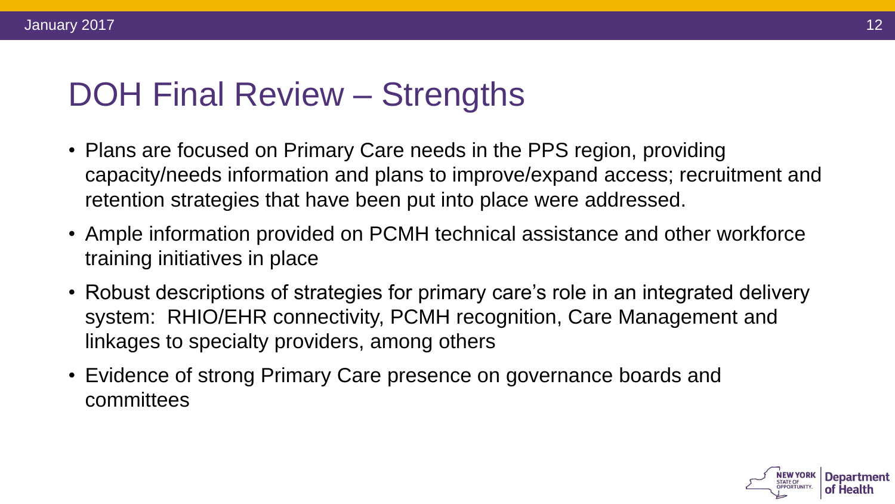# DOH Final Review – Strengths

- Plans are focused on Primary Care needs in the PPS region, providing capacity/needs information and plans to improve/expand access; recruitment and retention strategies that have been put into place were addressed.
- Ample information provided on PCMH technical assistance and other workforce training initiatives in place
- Robust descriptions of strategies for primary care's role in an integrated delivery system: RHIO/EHR connectivity, PCMH recognition, Care Management and linkages to specialty providers, among others
- Evidence of strong Primary Care presence on governance boards and committees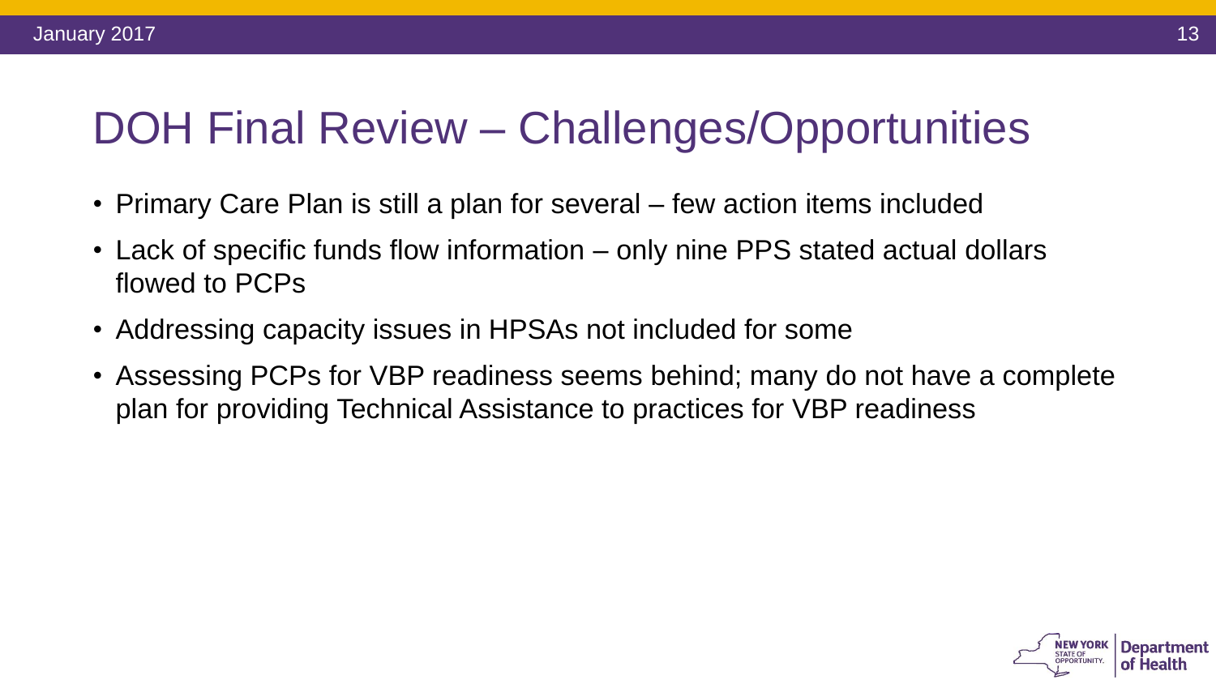# DOH Final Review – Challenges/Opportunities

- Primary Care Plan is still a plan for several – few action items included
- Lack of specific funds flow information – only nine PPS stated actual dollars flowed to PCPs
- Addressing capacity issues in HPSAs not included for some
- Assessing PCPs for VBP readiness seems behind; many do not have a complete plan for providing Technical Assistance to practices for VBP readiness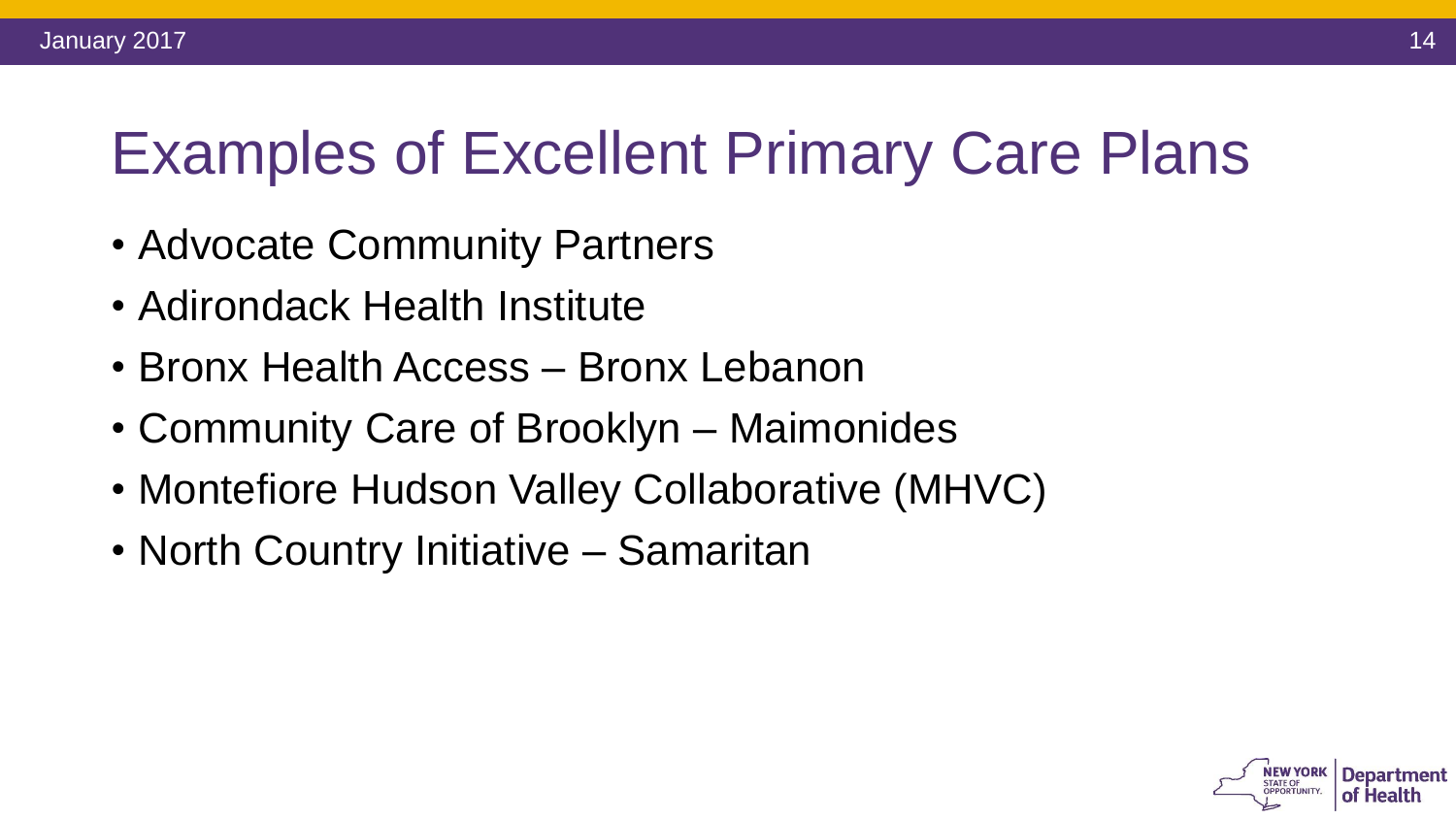# Examples of Excellent Primary Care Plans

- Advocate Community Partners
- Adirondack Health Institute
- Bronx Health Access – Bronx Lebanon
- Community Care of Brooklyn – Maimonides
- Montefiore Hudson Valley Collaborative (MHVC)
- North Country Initiative – Samaritan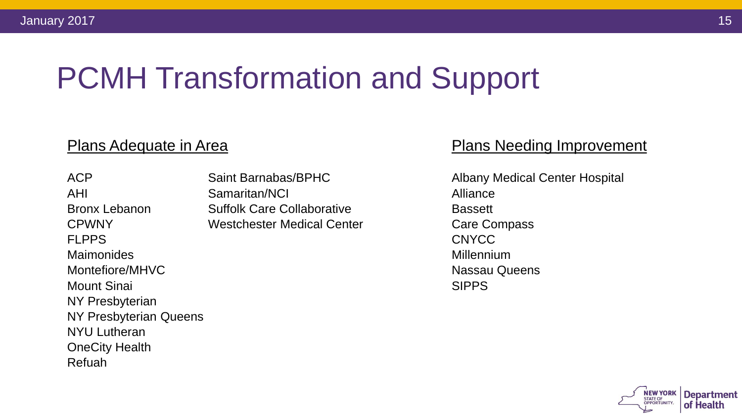# PCMH Transformation and Support

## Plans Adequate in Area

- ACP
- AHI
- Bronx Lebanon
- CPWNY
- FLPPS
- Maimonides
- Montefiore/MHVC
- Mount Sinai
- NY Presbyterian
- NY Presbyterian Queens
- NYU Lutheran
- OneCity Health
- Refuah
- Saint Barnabas/BPHC
- Samaritan/NCI
- Suffolk Care Collaborative
- Westchester Medical Center

## Plans Needing Improvement

- Albany Medical Center Hospital
- Alliance
- Bassett
- Care Compass
- CNYCC
- Millennium
- Nassau Queens
- SIPPS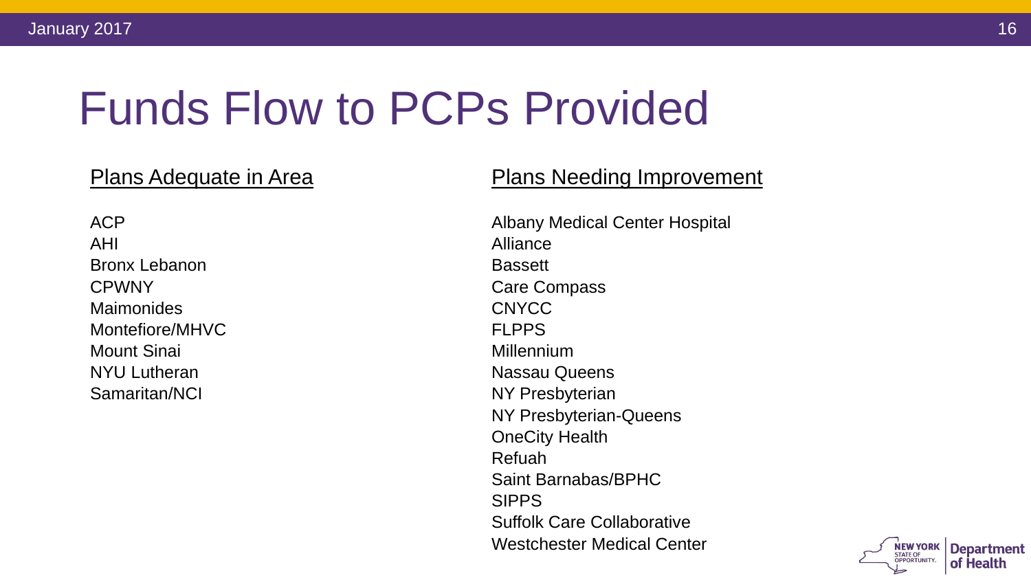# Funds Flow to PCPs Provided

**Plans Adequate in Area**

ACP
AHI
Bronx Lebanon
CPWNY
Maimonides
Montefiore/MHVC
Mount Sinai
NYU Lutheran
Samaritan/NCI

**Plans Needing Improvement**

Albany Medical Center Hospital
Alliance
Bassett
Care Compass
CNYCC
FLPPS
Millennium
Nassau Queens
NY Presbyterian
NY Presbyterian-Queens
OneCity Health
Refuah
Saint Barnabas/BPHC
SIPPS
Suffolk Care Collaborative
Westchester Medical Center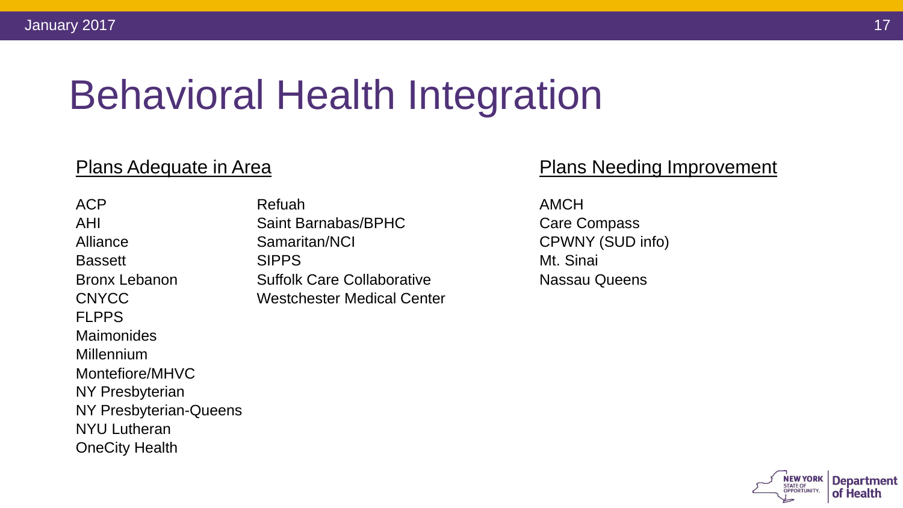# Behavioral Health Integration

## Plans Adequate in Area

- ACP
- AHI
- Alliance
- Bassett
- Bronx Lebanon
- CNYCC
- FLPPS
- Maimonides
- Millennium
- Montefiore/MHVC
- NY Presbyterian
- NY Presbyterian-Queens
- NYU Lutheran
- OneCity Health
- Refuah
- Saint Barnabas/BPHC
- Samaritan/NCI
- SIPPS
- Suffolk Care Collaborative
- Westchester Medical Center

## Plans Needing Improvement

- AMCH
- Care Compass
- CPWNY (SUD info)
- Mt. Sinai
- Nassau Queens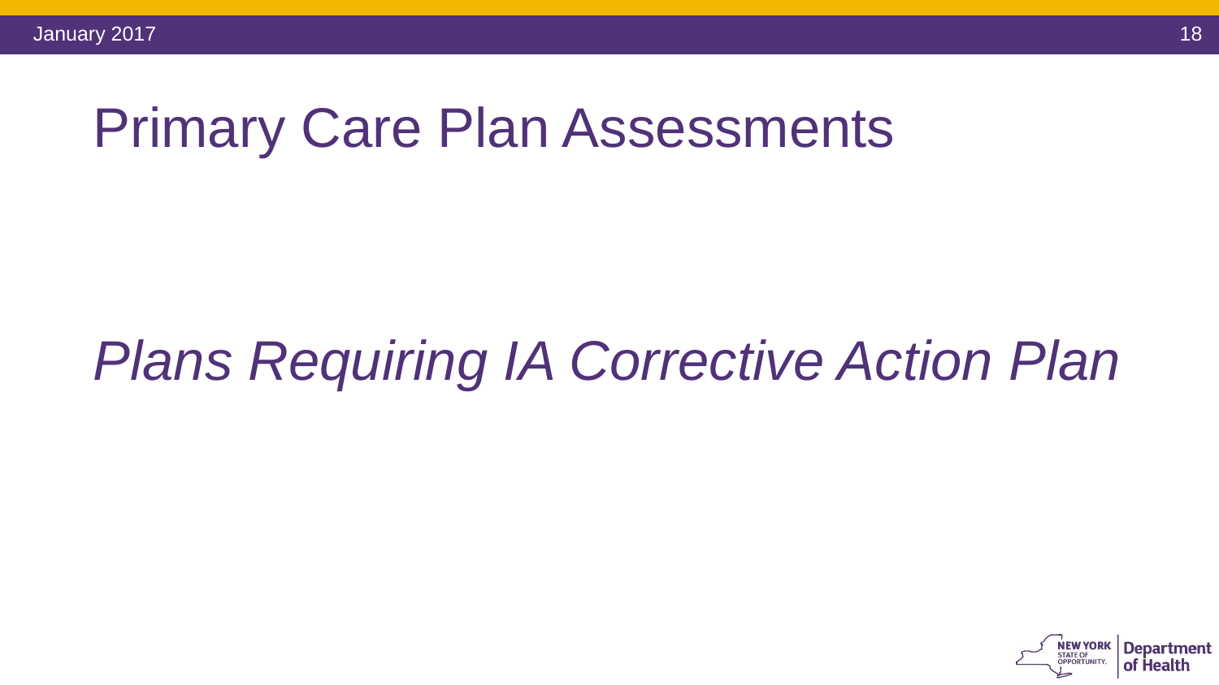# Primary Care Plan Assessments

*Plans Requiring IA Corrective Action Plan*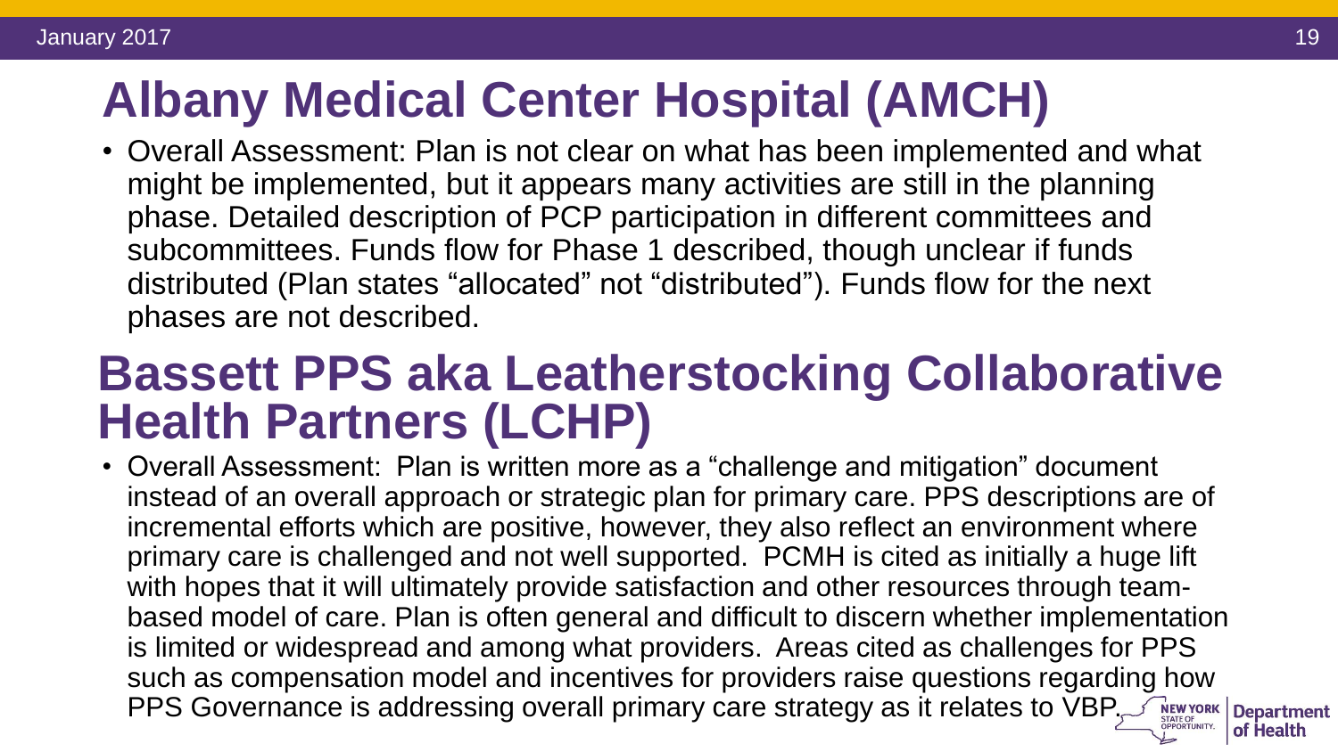# Albany Medical Center Hospital (AMCH)

- Overall Assessment: Plan is not clear on what has been implemented and what might be implemented, but it appears many activities are still in the planning phase. Detailed description of PCP participation in different committees and subcommittees. Funds flow for Phase 1 described, though unclear if funds distributed (Plan states "allocated" not "distributed"). Funds flow for the next phases are not described.

# Bassett PPS aka Leatherstocking Collaborative Health Partners (LCHP)

- Overall Assessment: Plan is written more as a "challenge and mitigation" document instead of an overall approach or strategic plan for primary care. PPS descriptions are of incremental efforts which are positive, however, they also reflect an environment where primary care is challenged and not well supported. PCMH is cited as initially a huge lift with hopes that it will ultimately provide satisfaction and other resources through team-based model of care. Plan is often general and difficult to discern whether implementation is limited or widespread and among what providers. Areas cited as challenges for PPS such as compensation model and incentives for providers raise questions regarding how PPS Governance is addressing overall primary care strategy as it relates to VBP.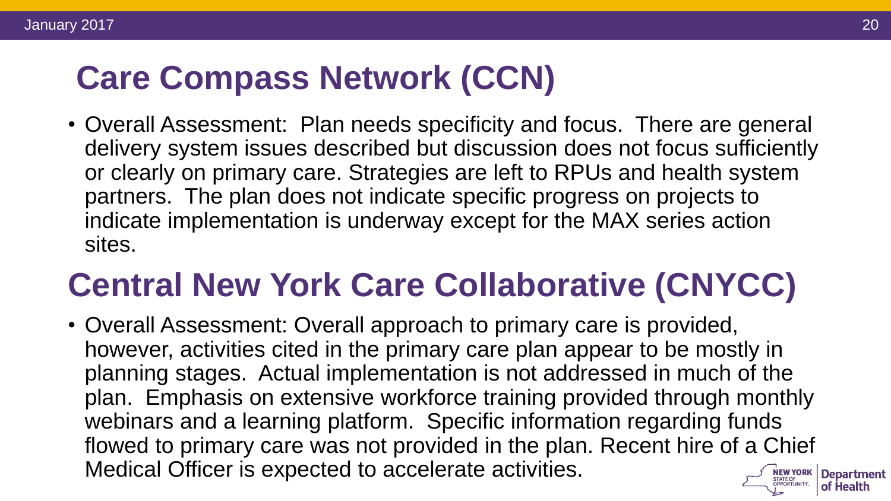# Care Compass Network (CCN)

- Overall Assessment: Plan needs specificity and focus. There are general delivery system issues described but discussion does not focus sufficiently or clearly on primary care. Strategies are left to RPUs and health system partners. The plan does not indicate specific progress on projects to indicate implementation is underway except for the MAX series action sites.

# Central New York Care Collaborative (CNYCC)

- Overall Assessment: Overall approach to primary care is provided, however, activities cited in the primary care plan appear to be mostly in planning stages. Actual implementation is not addressed in much of the plan. Emphasis on extensive workforce training provided through monthly webinars and a learning platform. Specific information regarding funds flowed to primary care was not provided in the plan. Recent hire of a Chief Medical Officer is expected to accelerate activities.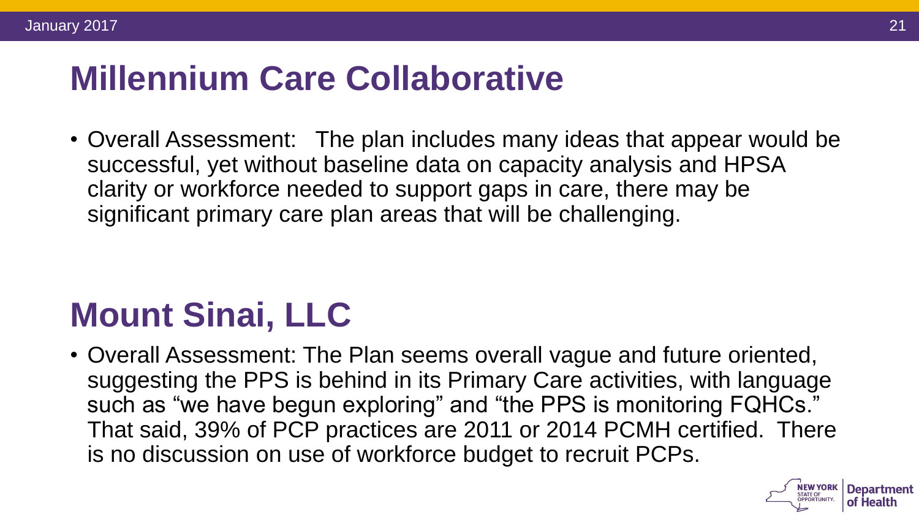## Millennium Care Collaborative

- Overall Assessment: The plan includes many ideas that appear would be successful, yet without baseline data on capacity analysis and HPSA clarity or workforce needed to support gaps in care, there may be significant primary care plan areas that will be challenging.

## Mount Sinai, LLC

- Overall Assessment: The Plan seems overall vague and future oriented, suggesting the PPS is behind in its Primary Care activities, with language such as "we have begun exploring" and "the PPS is monitoring FQHCs." That said, 39% of PCP practices are 2011 or 2014 PCMH certified. There is no discussion on use of workforce budget to recruit PCPs.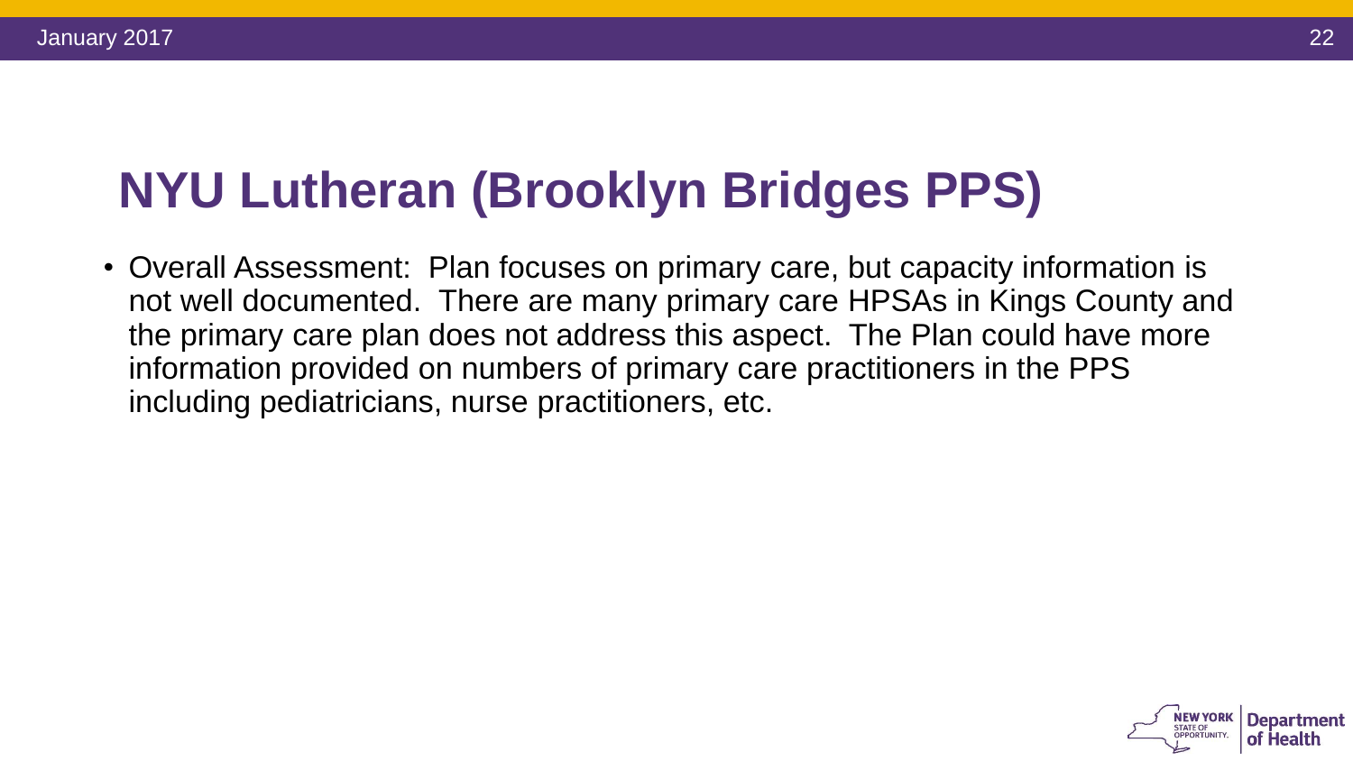# NYU Lutheran (Brooklyn Bridges PPS)

- Overall Assessment: Plan focuses on primary care, but capacity information is not well documented. There are many primary care HPSAs in Kings County and the primary care plan does not address this aspect. The Plan could have more information provided on numbers of primary care practitioners in the PPS including pediatricians, nurse practitioners, etc.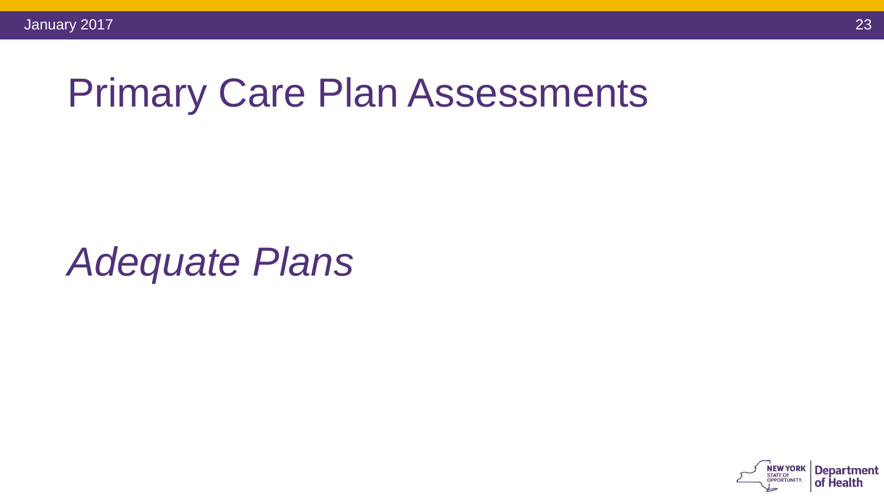# Primary Care Plan Assessments

*Adequate Plans*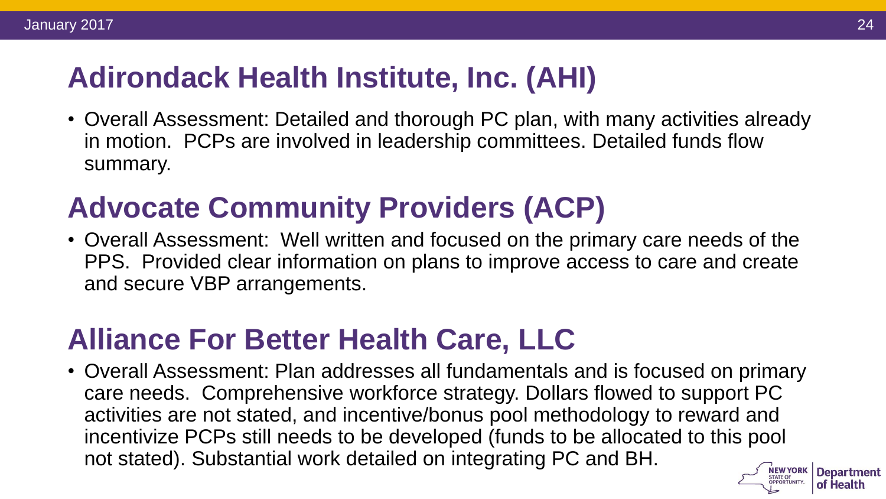## Adirondack Health Institute, Inc. (AHI)

- Overall Assessment: Detailed and thorough PC plan, with many activities already in motion. PCPs are involved in leadership committees. Detailed funds flow summary.

## Advocate Community Providers (ACP)

- Overall Assessment: Well written and focused on the primary care needs of the PPS. Provided clear information on plans to improve access to care and create and secure VBP arrangements.

## Alliance For Better Health Care, LLC

- Overall Assessment: Plan addresses all fundamentals and is focused on primary care needs. Comprehensive workforce strategy. Dollars flowed to support PC activities are not stated, and incentive/bonus pool methodology to reward and incentivize PCPs still needs to be developed (funds to be allocated to this pool not stated). Substantial work detailed on integrating PC and BH.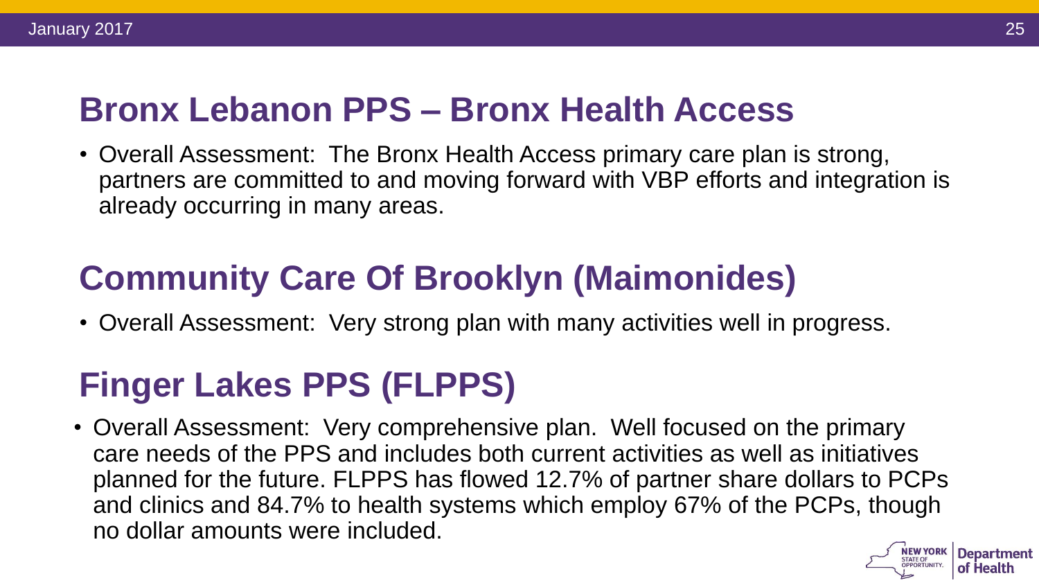## Bronx Lebanon PPS – Bronx Health Access

- Overall Assessment: The Bronx Health Access primary care plan is strong, partners are committed to and moving forward with VBP efforts and integration is already occurring in many areas.

## Community Care Of Brooklyn (Maimonides)

- Overall Assessment: Very strong plan with many activities well in progress.

## Finger Lakes PPS (FLPPS)

- Overall Assessment: Very comprehensive plan. Well focused on the primary care needs of the PPS and includes both current activities as well as initiatives planned for the future. FLPPS has flowed 12.7% of partner share dollars to PCPs and clinics and 84.7% to health systems which employ 67% of the PCPs, though no dollar amounts were included.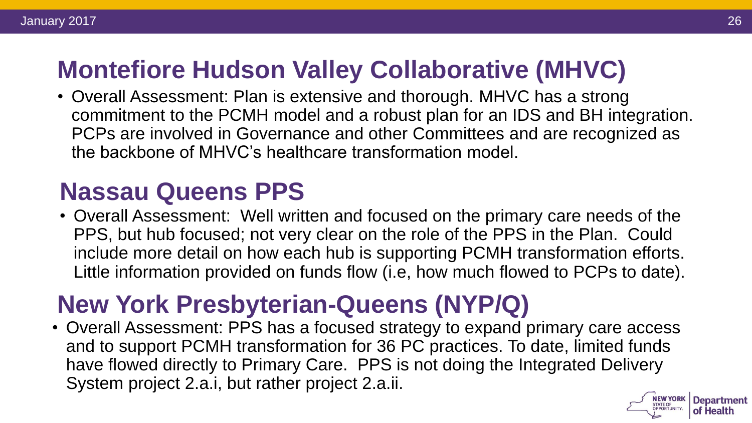## Montefiore Hudson Valley Collaborative (MHVC)

- Overall Assessment: Plan is extensive and thorough. MHVC has a strong commitment to the PCMH model and a robust plan for an IDS and BH integration. PCPs are involved in Governance and other Committees and are recognized as the backbone of MHVC's healthcare transformation model.

## Nassau Queens PPS

- Overall Assessment: Well written and focused on the primary care needs of the PPS, but hub focused; not very clear on the role of the PPS in the Plan. Could include more detail on how each hub is supporting PCMH transformation efforts. Little information provided on funds flow (i.e, how much flowed to PCPs to date).

## New York Presbyterian-Queens (NYP/Q)

- Overall Assessment: PPS has a focused strategy to expand primary care access and to support PCMH transformation for 36 PC practices. To date, limited funds have flowed directly to Primary Care. PPS is not doing the Integrated Delivery System project 2.a.i, but rather project 2.a.ii.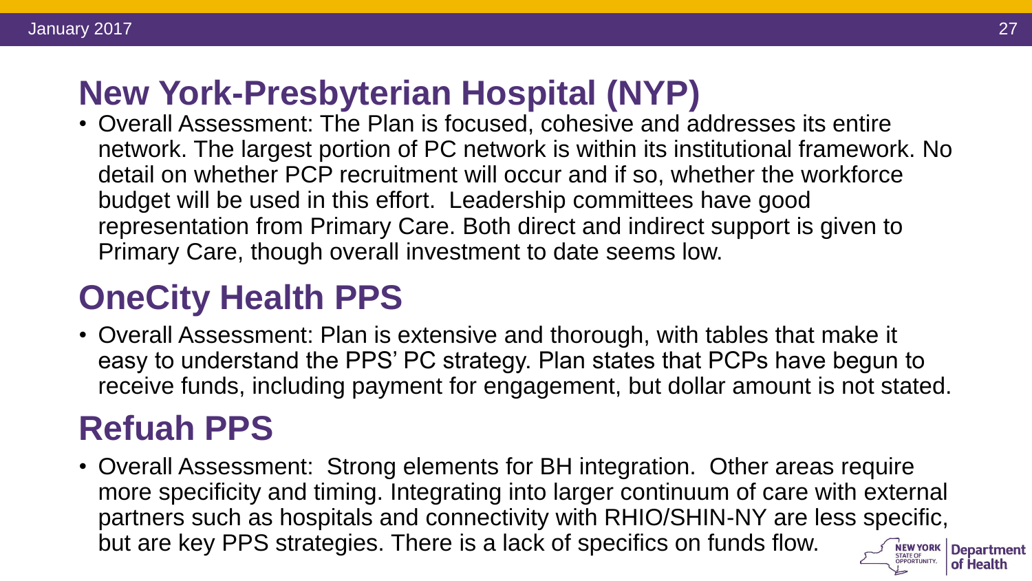## New York-Presbyterian Hospital (NYP)

- Overall Assessment: The Plan is focused, cohesive and addresses its entire network. The largest portion of PC network is within its institutional framework. No detail on whether PCP recruitment will occur and if so, whether the workforce budget will be used in this effort. Leadership committees have good representation from Primary Care. Both direct and indirect support is given to Primary Care, though overall investment to date seems low.

## OneCity Health PPS

- Overall Assessment: Plan is extensive and thorough, with tables that make it easy to understand the PPS' PC strategy. Plan states that PCPs have begun to receive funds, including payment for engagement, but dollar amount is not stated.

## Refuah PPS

- Overall Assessment: Strong elements for BH integration. Other areas require more specificity and timing. Integrating into larger continuum of care with external partners such as hospitals and connectivity with RHIO/SHIN-NY are less specific, but are key PPS strategies. There is a lack of specifics on funds flow.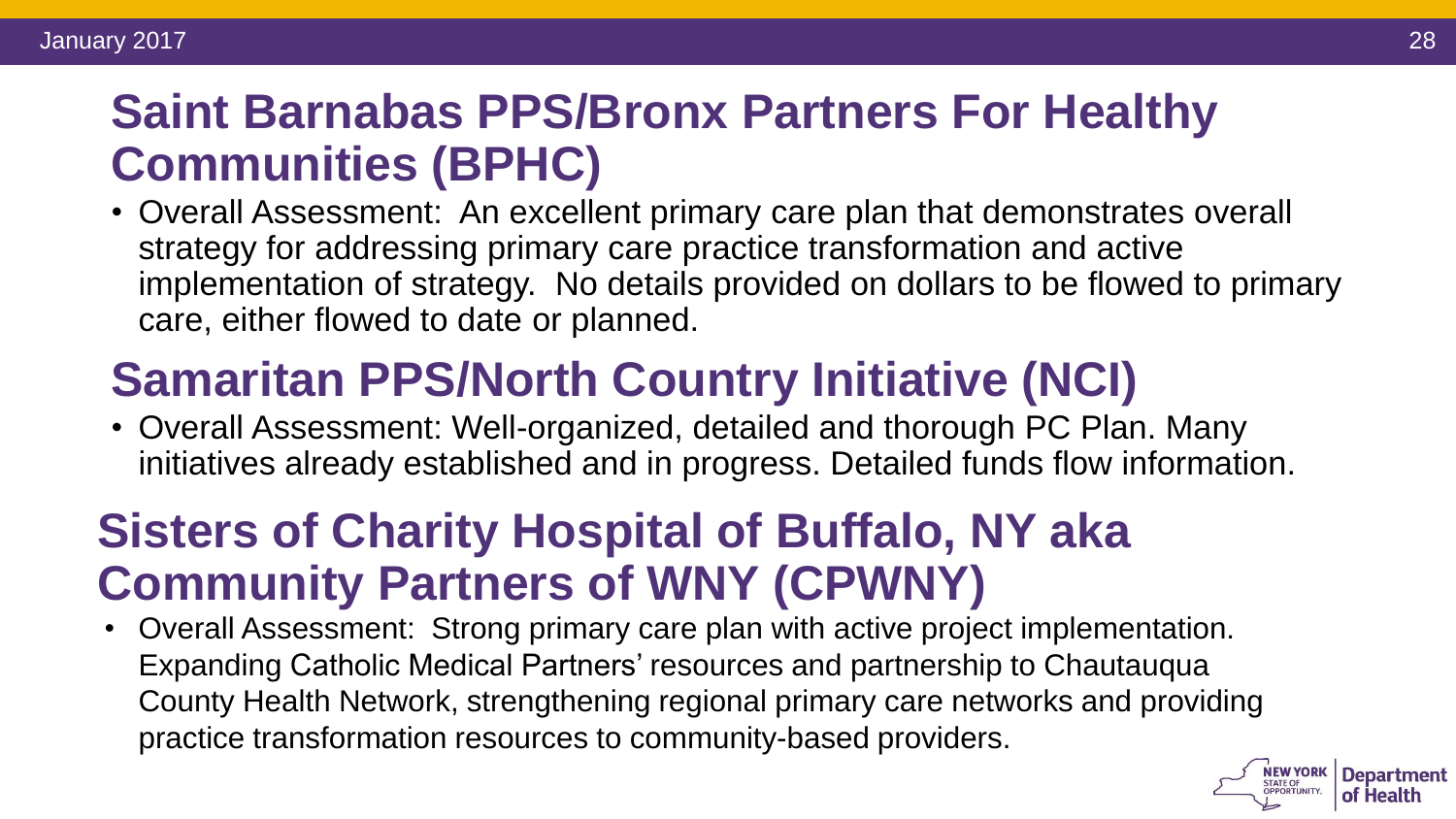## Saint Barnabas PPS/Bronx Partners For Healthy Communities (BPHC)

- Overall Assessment: An excellent primary care plan that demonstrates overall strategy for addressing primary care practice transformation and active implementation of strategy. No details provided on dollars to be flowed to primary care, either flowed to date or planned.

## Samaritan PPS/North Country Initiative (NCI)

- Overall Assessment: Well-organized, detailed and thorough PC Plan. Many initiatives already established and in progress. Detailed funds flow information.

## Sisters of Charity Hospital of Buffalo, NY aka Community Partners of WNY (CPWNY)

- Overall Assessment: Strong primary care plan with active project implementation. Expanding Catholic Medical Partners' resources and partnership to Chautauqua County Health Network, strengthening regional primary care networks and providing practice transformation resources to community-based providers.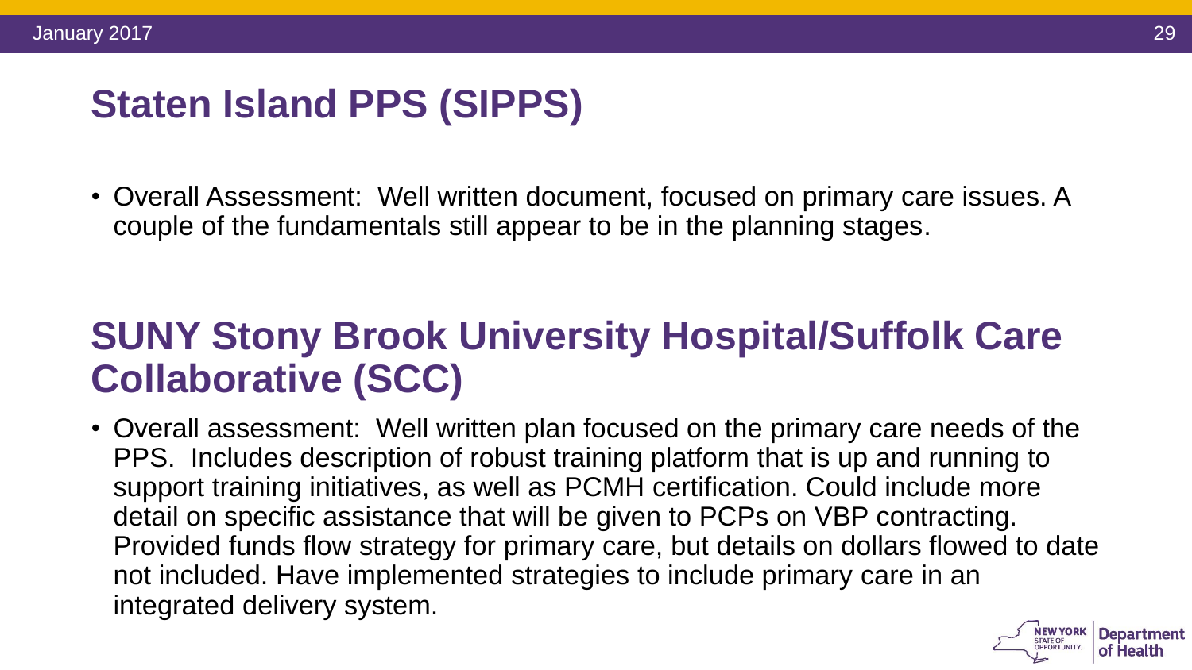## Staten Island PPS (SIPPS)

- Overall Assessment: Well written document, focused on primary care issues. A couple of the fundamentals still appear to be in the planning stages.

## SUNY Stony Brook University Hospital/Suffolk Care Collaborative (SCC)

- Overall assessment: Well written plan focused on the primary care needs of the PPS. Includes description of robust training platform that is up and running to support training initiatives, as well as PCMH certification. Could include more detail on specific assistance that will be given to PCPs on VBP contracting. Provided funds flow strategy for primary care, but details on dollars flowed to date not included. Have implemented strategies to include primary care in an integrated delivery system.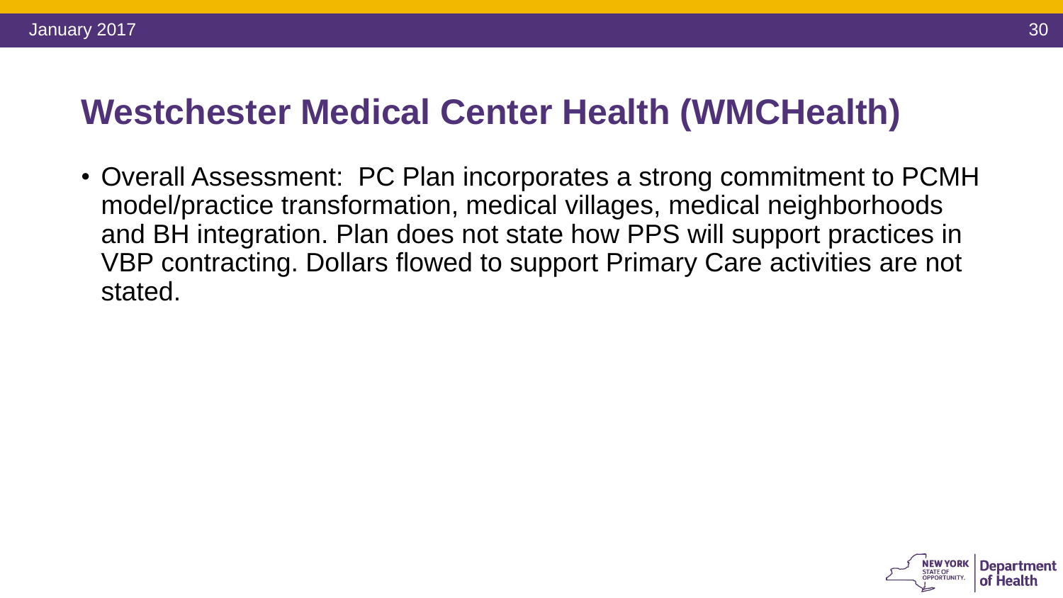## Westchester Medical Center Health (WMCHealth)

- Overall Assessment:  PC Plan incorporates a strong commitment to PCMH model/practice transformation, medical villages, medical neighborhoods and BH integration. Plan does not state how PPS will support practices in VBP contracting. Dollars flowed to support Primary Care activities are not stated.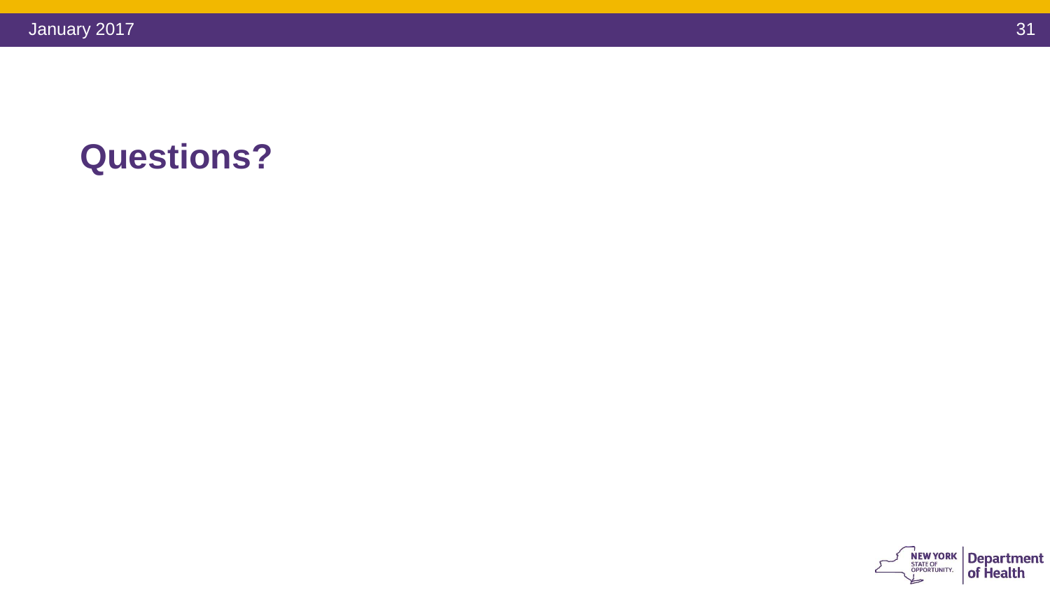# Questions?